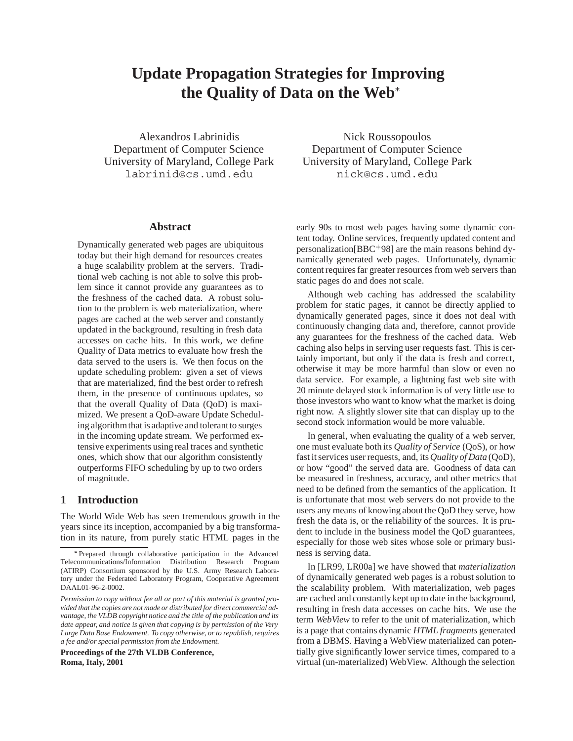# Update Propagation Strategies for Improving the Quality of Data on the Web*

Alexandros Labrinidis
Department of Computer Science
University of Maryland, College Park
labrinid@cs.umd.edu

Nick Roussopoulos
Department of Computer Science
University of Maryland, College Park
nick@cs.umd.edu

## Abstract

Dynamically generated web pages are ubiquitous today but their high demand for resources creates a huge scalability problem at the servers. Traditional web caching is not able to solve this problem since it cannot provide any guarantees as to the freshness of the cached data. A robust solution to the problem is web materialization, where pages are cached at the web server and constantly updated in the background, resulting in fresh data accesses on cache hits. In this work, we define Quality of Data metrics to evaluate how fresh the data served to the users is. We then focus on the update scheduling problem: given a set of views that are materialized, find the best order to refresh them, in the presence of continuous updates, so that the overall Quality of Data (QoD) is maximized. We present a QoD-aware Update Scheduling algorithm that is adaptive and tolerant to surges in the incoming update stream. We performed extensive experiments using real traces and synthetic ones, which show that our algorithm consistently outperforms FIFO scheduling by up to two orders of magnitude.

## 1 Introduction

The World Wide Web has seen tremendous growth in the years since its inception, accompanied by a big transformation in its nature, from purely static HTML pages in the early 90s to most web pages having some dynamic content today. Online services, frequently updated content and personalization[BBC+98] are the main reasons behind dynamically generated web pages. Unfortunately, dynamic content requires far greater resources from web servers than static pages do and does not scale.

Although web caching has addressed the scalability problem for static pages, it cannot be directly applied to dynamically generated pages, since it does not deal with continuously changing data and, therefore, cannot provide any guarantees for the freshness of the cached data. Web caching also helps in serving user requests fast. This is certainly important, but only if the data is fresh and correct, otherwise it may be more harmful than slow or even no data service. For example, a lightning fast web site with 20 minute delayed stock information is of very little use to those investors who want to know what the market is doing right now. A slightly slower site that can display up to the second stock information would be more valuable.

In general, when evaluating the quality of a web server, one must evaluate both its *Quality of Service* (QoS), or how fast it services user requests, and, its *Quality of Data* (QoD), or how "good" the served data are. Goodness of data can be measured in freshness, accuracy, and other metrics that need to be defined from the semantics of the application. It is unfortunate that most web servers do not provide to the users any means of knowing about the QoD they serve, how fresh the data is, or the reliability of the sources. It is prudent to include in the business model the QoD guarantees, especially for those web sites whose sole or primary business is serving data.

In [LR99, LR00a] we have showed that *materialization* of dynamically generated web pages is a robust solution to the scalability problem. With materialization, web pages are cached and constantly kept up to date in the background, resulting in fresh data accesses on cache hits. We use the term *WebView* to refer to the unit of materialization, which is a page that contains dynamic *HTML fragments* generated from a DBMS. Having a WebView materialized can potentially give significantly lower service times, compared to a virtual (un-materialized) WebView. Although the selection

---

* Prepared through collaborative participation in the Advanced Telecommunications/Information Distribution Research Program (ATIRP) Consortium sponsored by the U.S. Army Research Laboratory under the Federated Laboratory Program, Cooperative Agreement DAAL01-96-2-0002.

*Permission to copy without fee all or part of this material is granted provided that the copies are not made or distributed for direct commercial advantage, the VLDB copyright notice and the title of the publication and its date appear, and notice is given that copying is by permission of the Very Large Data Base Endowment. To copy otherwise, or to republish, requires a fee and/or special permission from the Endowment.*

**Proceedings of the 27th VLDB Conference, Roma, Italy, 2001**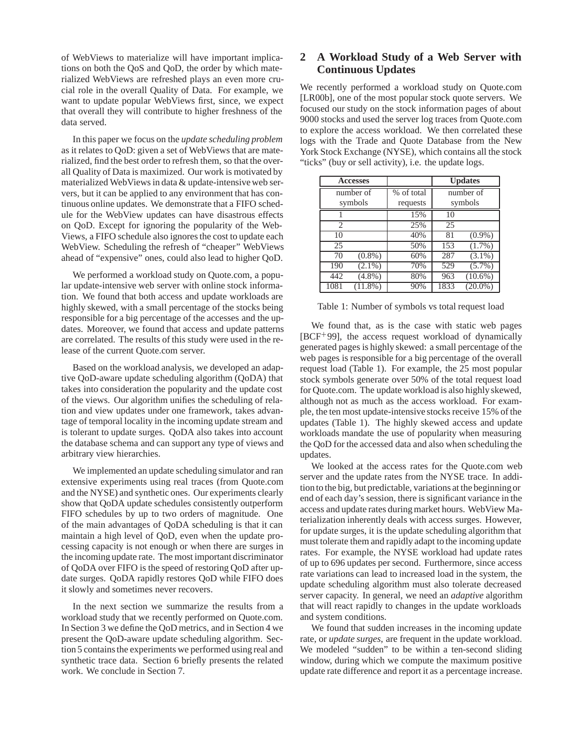of WebViews to materialize will have important implications on both the QoS and QoD, the order by which materialized WebViews are refreshed plays an even more crucial role in the overall Quality of Data. For example, we want to update popular WebViews first, since, we expect that overall they will contribute to higher freshness of the data served.

In this paper we focus on the *update scheduling problem* as it relates to QoD: given a set of WebViews that are materialized, find the best order to refresh them, so that the overall Quality of Data is maximized. Our work is motivated by materialized WebViews in data & update-intensive web servers, but it can be applied to any environment that has continuous online updates. We demonstrate that a FIFO schedule for the WebView updates can have disastrous effects on QoD. Except for ignoring the popularity of the WebViews, a FIFO schedule also ignores the cost to update each WebView. Scheduling the refresh of "cheaper" WebViews ahead of "expensive" ones, could also lead to higher QoD.

We performed a workload study on Quote.com, a popular update-intensive web server with online stock information. We found that both access and update workloads are highly skewed, with a small percentage of the stocks being responsible for a big percentage of the accesses and the updates. Moreover, we found that access and update patterns are correlated. The results of this study were used in the release of the current Quote.com server.

Based on the workload analysis, we developed an adaptive QoD-aware update scheduling algorithm (QoDA) that takes into consideration the popularity and the update cost of the views. Our algorithm unifies the scheduling of relation and view updates under one framework, takes advantage of temporal locality in the incoming update stream and is tolerant to update surges. QoDA also takes into account the database schema and can support any type of views and arbitrary view hierarchies.

We implemented an update scheduling simulator and ran extensive experiments using real traces (from Quote.com and the NYSE) and synthetic ones. Our experiments clearly show that QoDA update schedules consistently outperform FIFO schedules by up to two orders of magnitude. One of the main advantages of QoDA scheduling is that it can maintain a high level of QoD, even when the update processing capacity is not enough or when there are surges in the incoming update rate. The most important discriminator of QoDA over FIFO is the speed of restoring QoD after update surges. QoDA rapidly restores QoD while FIFO does it slowly and sometimes never recovers.

In the next section we summarize the results from a workload study that we recently performed on Quote.com. In Section 3 we define the QoD metrics, and in Section 4 we present the QoD-aware update scheduling algorithm. Section 5 contains the experiments we performed using real and synthetic trace data. Section 6 briefly presents the related work. We conclude in Section 7.

## 2 A Workload Study of a Web Server with Continuous Updates

We recently performed a workload study on Quote.com [LR00b], one of the most popular stock quote servers. We focused our study on the stock information pages of about 9000 stocks and used the server log traces from Quote.com to explore the access workload. We then correlated these logs with the Trade and Quote Database from the New York Stock Exchange (NYSE), which contains all the stock "ticks" (buy or sell activity), i.e. the update logs.

| Accesses | | | Updates | |
|---|---|---|---|---|
| number of symbols | | % of total requests | number of symbols | |
| 1 | | 15% | 10 | |
| 2 | | 25% | 25 | |
| 10 | | 40% | 81 | (0.9%) |
| 25 | | 50% | 153 | (1.7%) |
| 70 | (0.8%) | 60% | 287 | (3.1%) |
| 190 | (2.1%) | 70% | 529 | (5.7%) |
| 442 | (4.8%) | 80% | 963 | (10.6%) |
| 1081 | (11.8%) | 90% | 1833 | (20.0%) |

Table 1: Number of symbols vs total request load

We found that, as is the case with static web pages [BCF+99], the access request workload of dynamically generated pages is highly skewed: a small percentage of the web pages is responsible for a big percentage of the overall request load (Table 1). For example, the 25 most popular stock symbols generate over 50% of the total request load for Quote.com. The update workload is also highly skewed, although not as much as the access workload. For example, the ten most update-intensive stocks receive 15% of the updates (Table 1). The highly skewed access and update workloads mandate the use of popularity when measuring the QoD for the accessed data and also when scheduling the updates.

We looked at the access rates for the Quote.com web server and the update rates from the NYSE trace. In addition to the big, but predictable, variations at the beginning or end of each day's session, there is significant variance in the access and update rates during market hours. WebView Materialization inherently deals with access surges. However, for update surges, it is the update scheduling algorithm that must tolerate them and rapidly adapt to the incoming update rates. For example, the NYSE workload had update rates of up to 696 updates per second. Furthermore, since access rate variations can lead to increased load in the system, the update scheduling algorithm must also tolerate decreased server capacity. In general, we need an *adaptive* algorithm that will react rapidly to changes in the update workloads and system conditions.

We found that sudden increases in the incoming update rate, or *update surges*, are frequent in the update workload. We modeled "sudden" to be within a ten-second sliding window, during which we compute the maximum positive update rate difference and report it as a percentage increase.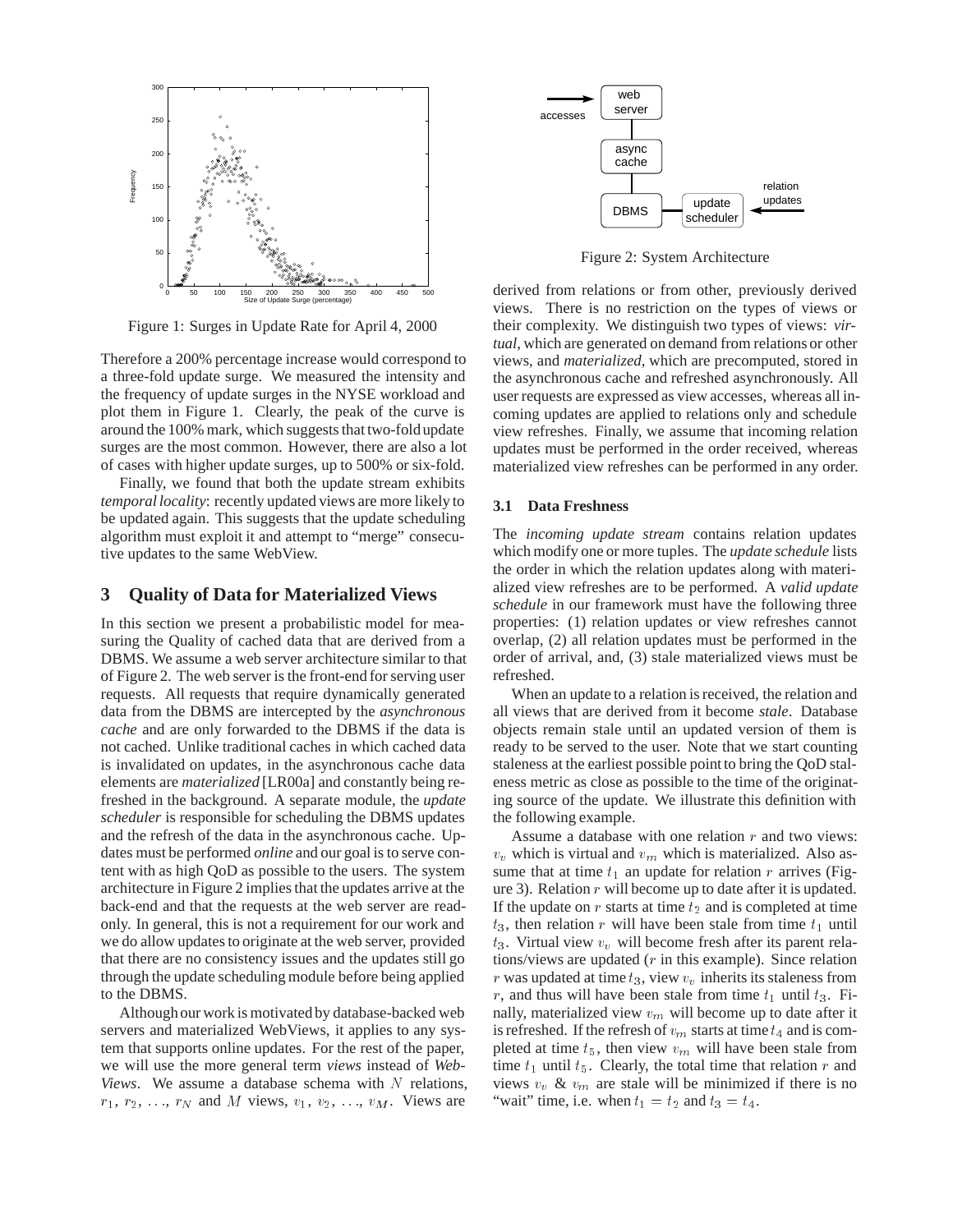300

250

200

150

100

50

0

Frequency

0 50 100 150 200 250 300 350 400 450 500

Size of Update Surge (percentage)

Figure 1: Surges in Update Rate for April 4, 2000

Therefore a 200% percentage increase would correspond to a three-fold update surge. We measured the intensity and the frequency of update surges in the NYSE workload and plot them in Figure 1. Clearly, the peak of the curve is around the 100% mark, which suggests that two-fold update surges are the most common. However, there are also a lot of cases with higher update surges, up to 500% or six-fold.

Finally, we found that both the update stream exhibits *temporal locality*: recently updated views are more likely to be updated again. This suggests that the update scheduling algorithm must exploit it and attempt to "merge" consecutive updates to the same WebView.

## 3 Quality of Data for Materialized Views

In this section we present a probabilistic model for measuring the Quality of cached data that are derived from a DBMS. We assume a web server architecture similar to that of Figure 2. The web server is the front-end for serving user requests. All requests that require dynamically generated data from the DBMS are intercepted by the *asynchronous cache* and are only forwarded to the DBMS if the data is not cached. Unlike traditional caches in which cached data is invalidated on updates, in the asynchronous cache data elements are *materialized* [LR00a] and constantly being refreshed in the background. A separate module, the *update scheduler* is responsible for scheduling the DBMS updates and the refresh of the data in the asynchronous cache. Updates must be performed *online* and our goal is to serve content with as high QoD as possible to the users. The system architecture in Figure 2 implies that the updates arrive at the back-end and that the requests at the web server are read-only. In general, this is not a requirement for our work and we do allow updates to originate at the web server, provided that there are no consistency issues and the updates still go through the update scheduling module before being applied to the DBMS.

Although our work is motivated by database-backed web servers and materialized WebViews, it applies to any system that supports online updates. For the rest of the paper, we will use the more general term *views* instead of *WebViews*. We assume a database schema with $N$ relations, $r_1, r_2, \ldots, r_N$ and $M$ views, $v_1, v_2, \ldots, v_M$. Views are

accesses

web server

async cache

DBMS

update scheduler

relation updates

Figure 2: System Architecture

derived from relations or from other, previously derived views. There is no restriction on the types of views or their complexity. We distinguish two types of views: *virtual*, which are generated on demand from relations or other views, and *materialized*, which are precomputed, stored in the asynchronous cache and refreshed asynchronously. All user requests are expressed as view accesses, whereas all incoming updates are applied to relations only and schedule view refreshes. Finally, we assume that incoming relation updates must be performed in the order received, whereas materialized view refreshes can be performed in any order.

### 3.1 Data Freshness

The *incoming update stream* contains relation updates which modify one or more tuples. The *update schedule* lists the order in which the relation updates along with materialized view refreshes are to be performed. A *valid update schedule* in our framework must have the following three properties: (1) relation updates or view refreshes cannot overlap, (2) all relation updates must be performed in the order of arrival, and, (3) stale materialized views must be refreshed.

When an update to a relation is received, the relation and all views that are derived from it become *stale*. Database objects remain stale until an updated version of them is ready to be served to the user. Note that we start counting staleness at the earliest possible point to bring the QoD staleness metric as close as possible to the time of the originating source of the update. We illustrate this definition with the following example.

Assume a database with one relation $r$ and two views: $v_v$ which is virtual and $v_m$ which is materialized. Also assume that at time $t_1$ an update for relation $r$ arrives (Figure 3). Relation $r$ will become up to date after it is updated. If the update on $r$ starts at time $t_2$ and is completed at time $t_3$, then relation $r$ will have been stale from time $t_1$ until $t_3$. Virtual view $v_v$ will become fresh after its parent relations/views are updated ($r$ in this example). Since relation $r$ was updated at time $t_3$, view $v_v$ inherits its staleness from $r$, and thus will have been stale from time $t_1$ until $t_3$. Finally, materialized view $v_m$ will become up to date after it is refreshed. If the refresh of $v_m$ starts at time $t_4$ and is completed at time $t_5$, then view $v_m$ will have been stale from time $t_1$ until $t_5$. Clearly, the total time that relation $r$ and views $v_v$ & $v_m$ are stale will be minimized if there is no "wait" time, i.e. when $t_1 = t_2$ and $t_3 = t_4$.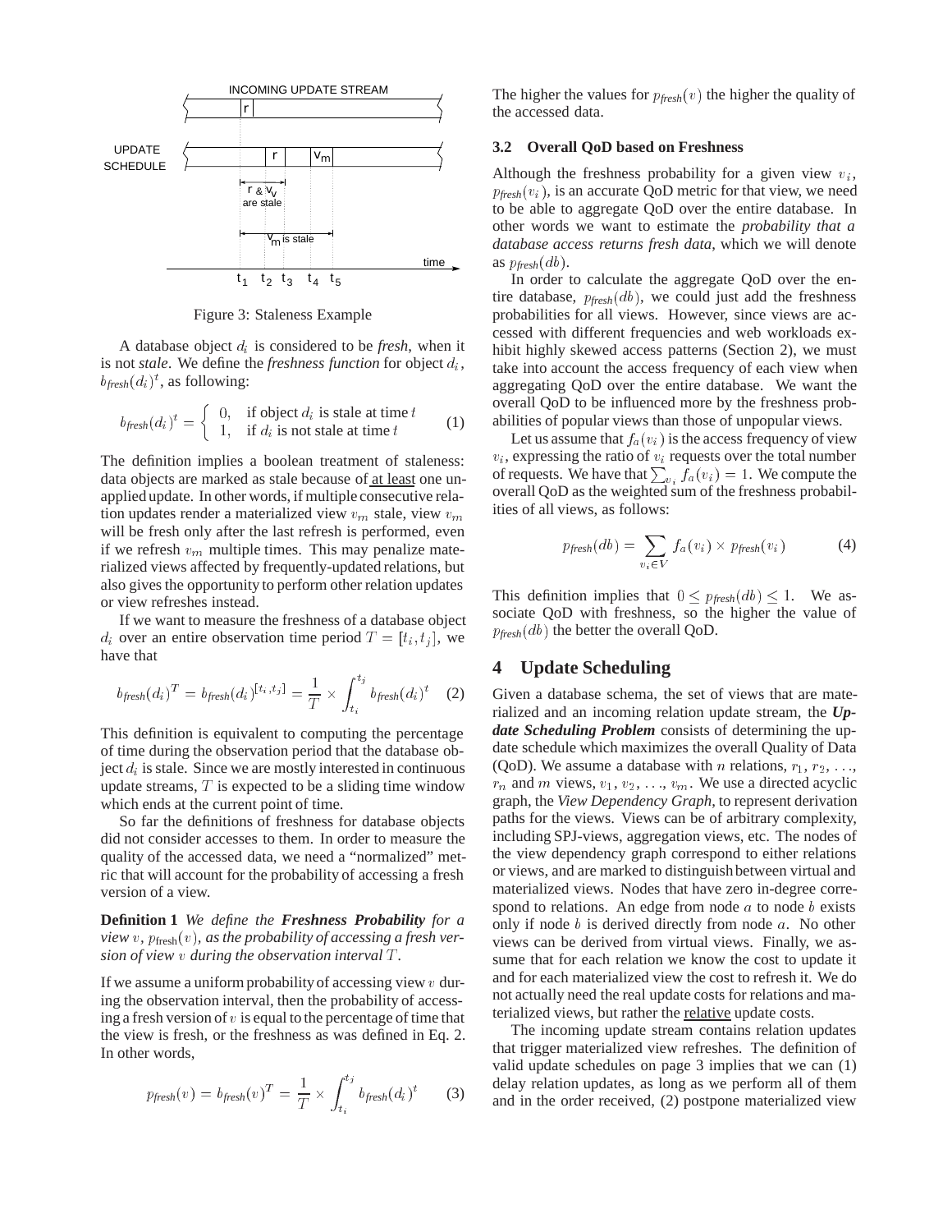INCOMING UPDATE STREAM

r

UPDATE SCHEDULE

r

v<sub>m</sub>

r & v<sub>v</sub> are stale

v<sub>m</sub> is stale

time

t1 t2 t3 t4 t5

Figure 3: Staleness Example

A database object $d_i$ is considered to be *fresh*, when it is not *stale*. We define the *freshness function* for object $d_i$, $b_{fresh}(d_i)^t$, as following:

$$b_{fresh}(d_i)^t = \begin{cases} 0, & \text{if object } d_i \text{ is stale at time } t \\ 1, & \text{if } d_i \text{ is not stale at time } t \end{cases} \quad (1)$$

The definition implies a boolean treatment of staleness: data objects are marked as stale because of at least one unapplied update. In other words, if multiple consecutive relation updates render a materialized view $v_m$ stale, view $v_m$ will be fresh only after the last refresh is performed, even if we refresh $v_m$ multiple times. This may penalize materialized views affected by frequently-updated relations, but also gives the opportunity to perform other relation updates or view refreshes instead.

If we want to measure the freshness of a database object $d_i$ over an entire observation time period $T = [t_i, t_j]$, we have that

$$b_{fresh}(d_i)^T = b_{fresh}(d_i)^{[t_i,t_j]} = \frac{1}{T} \times \int_{t_i}^{t_j} b_{fresh}(d_i)^t \quad (2)$$

This definition is equivalent to computing the percentage of time during the observation period that the database object $d_i$ is stale. Since we are mostly interested in continuous update streams, $T$ is expected to be a sliding time window which ends at the current point of time.

So far the definitions of freshness for database objects did not consider accesses to them. In order to measure the quality of the accessed data, we need a "normalized" metric that will account for the probability of accessing a fresh version of a view.

**Definition 1** *We define the* ***Freshness Probability*** *for a view* $v$, $p_{\text{fresh}}(v)$, *as the probability of accessing a fresh version of view* $v$ *during the observation interval* $T$.

If we assume a uniform probability of accessing view $v$ during the observation interval, then the probability of accessing a fresh version of $v$ is equal to the percentage of time that the view is fresh, or the freshness as was defined in Eq. 2. In other words,

$$p_{fresh}(v) = b_{fresh}(v)^T = \frac{1}{T} \times \int_{t_i}^{t_j} b_{fresh}(d_i)^t \quad (3)$$

The higher the values for $p_{fresh}(v)$ the higher the quality of the accessed data.

### 3.2 Overall QoD based on Freshness

Although the freshness probability for a given view $v_i$, $p_{fresh}(v_i)$, is an accurate QoD metric for that view, we need to be able to aggregate QoD over the entire database. In other words we want to estimate the *probability that a database access returns fresh data*, which we will denote as $p_{fresh}(db)$.

In order to calculate the aggregate QoD over the entire database, $p_{fresh}(db)$, we could just add the freshness probabilities for all views. However, since views are accessed with different frequencies and web workloads exhibit highly skewed access patterns (Section 2), we must take into account the access frequency of each view when aggregating QoD over the entire database. We want the overall QoD to be influenced more by the freshness probabilities of popular views than those of unpopular views.

Let us assume that $f_a(v_i)$ is the access frequency of view $v_i$, expressing the ratio of $v_i$ requests over the total number of requests. We have that $\sum_{v_i} f_a(v_i) = 1$. We compute the overall QoD as the weighted sum of the freshness probabilities of all views, as follows:

$$p_{fresh}(db) = \sum_{v_i \in V} f_a(v_i) \times p_{fresh}(v_i) \quad (4)$$

This definition implies that $0 \leq p_{fresh}(db) \leq 1$. We associate QoD with freshness, so the higher the value of $p_{fresh}(db)$ the better the overall QoD.

## 4 Update Scheduling

Given a database schema, the set of views that are materialized and an incoming relation update stream, the ***Update Scheduling Problem*** consists of determining the update schedule which maximizes the overall Quality of Data (QoD). We assume a database with $n$ relations, $r_1, r_2, \ldots, r_n$ and $m$ views, $v_1, v_2, \ldots, v_m$. We use a directed acyclic graph, the *View Dependency Graph*, to represent derivation paths for the views. Views can be of arbitrary complexity, including SPJ-views, aggregation views, etc. The nodes of the view dependency graph correspond to either relations or views, and are marked to distinguish between virtual and materialized views. Nodes that have zero in-degree correspond to relations. An edge from node $a$ to node $b$ exists only if node $b$ is derived directly from node $a$. No other views can be derived from virtual views. Finally, we assume that for each relation we know the cost to update it and for each materialized view the cost to refresh it. We do not actually need the real update costs for relations and materialized views, but rather the relative update costs.

The incoming update stream contains relation updates that trigger materialized view refreshes. The definition of valid update schedules on page 3 implies that we can (1) delay relation updates, as long as we perform all of them and in the order received, (2) postpone materialized view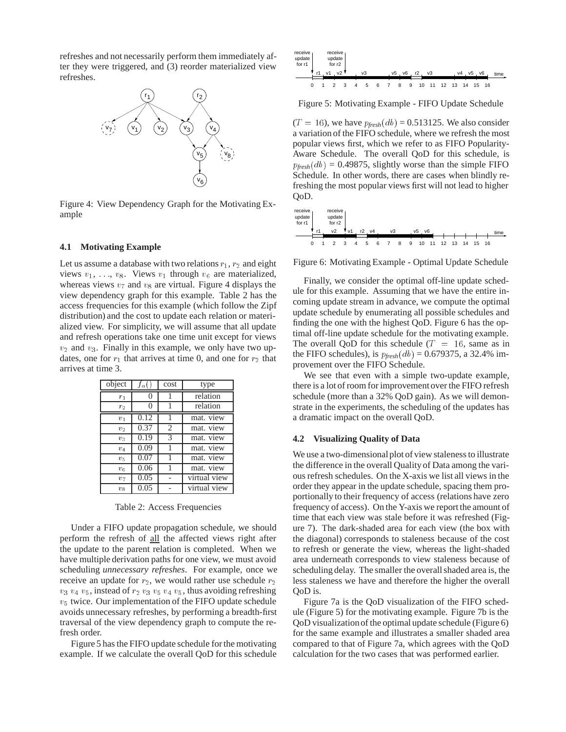refreshes and not necessarily perform them immediately after they were triggered, and (3) reorder materialized view refreshes.

Figure 4: View Dependency Graph for the Motivating Example

### 4.1 Motivating Example

Let us assume a database with two relations $r_1$, $r_2$ and eight views $v_1, \ldots, v_8$. Views $v_1$ through $v_6$ are materialized, whereas views $v_7$ and $v_8$ are virtual. Figure 4 displays the view dependency graph for this example. Table 2 has the access frequencies for this example (which follow the Zipf distribution) and the cost to update each relation or materialized view. For simplicity, we will assume that all update and refresh operations take one time unit except for views $v_2$ and $v_3$. Finally in this example, we only have two updates, one for $r_1$ that arrives at time 0, and one for $r_2$ that arrives at time 3.

| object | $f_a()$ | cost | type |
|---|---|---|---|
| $r_1$ | 0 | 1 | relation |
| $r_2$ | 0 | 1 | relation |
| $v_1$ | 0.12 | 1 | mat. view |
| $v_2$ | 0.37 | 2 | mat. view |
| $v_3$ | 0.19 | 3 | mat. view |
| $v_4$ | 0.09 | 1 | mat. view |
| $v_5$ | 0.07 | 1 | mat. view |
| $v_6$ | 0.06 | 1 | mat. view |
| $v_7$ | 0.05 | - | virtual view |
| $v_8$ | 0.05 | - | virtual view |

Table 2: Access Frequencies

Under a FIFO update propagation schedule, we should perform the refresh of all the affected views right after the update to the parent relation is completed. When we have multiple derivation paths for one view, we must avoid scheduling *unnecessary refreshes*. For example, once we receive an update for $r_2$, we would rather use schedule $r_2$ $v_3$ $v_4$ $v_5$, instead of $r_2$ $v_3$ $v_5$ $v_4$ $v_5$, thus avoiding refreshing $v_5$ twice. Our implementation of the FIFO update schedule avoids unnecessary refreshes, by performing a breadth-first traversal of the view dependency graph to compute the refresh order.

Figure 5 has the FIFO update schedule for the motivating example. If we calculate the overall QoD for this schedule

Figure 5: Motivating Example - FIFO Update Schedule

($T = 16$), we have $p_{fresh}(db) = 0.513125$. We also consider a variation of the FIFO schedule, where we refresh the most popular views first, which we refer to as FIFO Popularity-Aware Schedule. The overall QoD for this schedule, is $p_{fresh}(db) = 0.49875$, slightly worse than the simple FIFO Schedule. In other words, there are cases when blindly refreshing the most popular views first will not lead to higher QoD.

Figure 6: Motivating Example - Optimal Update Schedule

Finally, we consider the optimal off-line update schedule for this example. Assuming that we have the entire incoming update stream in advance, we compute the optimal update schedule by enumerating all possible schedules and finding the one with the highest QoD. Figure 6 has the optimal off-line update schedule for the motivating example. The overall QoD for this schedule ($T = 16$, same as in the FIFO schedules), is $p_{fresh}(db) = 0.679375$, a 32.4% improvement over the FIFO Schedule.

We see that even with a simple two-update example, there is a lot of room for improvement over the FIFO refresh schedule (more than a 32% QoD gain). As we will demonstrate in the experiments, the scheduling of the updates has a dramatic impact on the overall QoD.

### 4.2 Visualizing Quality of Data

We use a two-dimensional plot of view staleness to illustrate the difference in the overall Quality of Data among the various refresh schedules. On the X-axis we list all views in the order they appear in the update schedule, spacing them proportionally to their frequency of access (relations have zero frequency of access). On the Y-axis we report the amount of time that each view was stale before it was refreshed (Figure 7). The dark-shaded area for each view (the box with the diagonal) corresponds to staleness because of the cost to refresh or generate the view, whereas the light-shaded area underneath corresponds to view staleness because of scheduling delay. The smaller the overall shaded area is, the less staleness we have and therefore the higher the overall QoD is.

Figure 7a is the QoD visualization of the FIFO schedule (Figure 5) for the motivating example. Figure 7b is the QoD visualization of the optimal update schedule (Figure 6) for the same example and illustrates a smaller shaded area compared to that of Figure 7a, which agrees with the QoD calculation for the two cases that was performed earlier.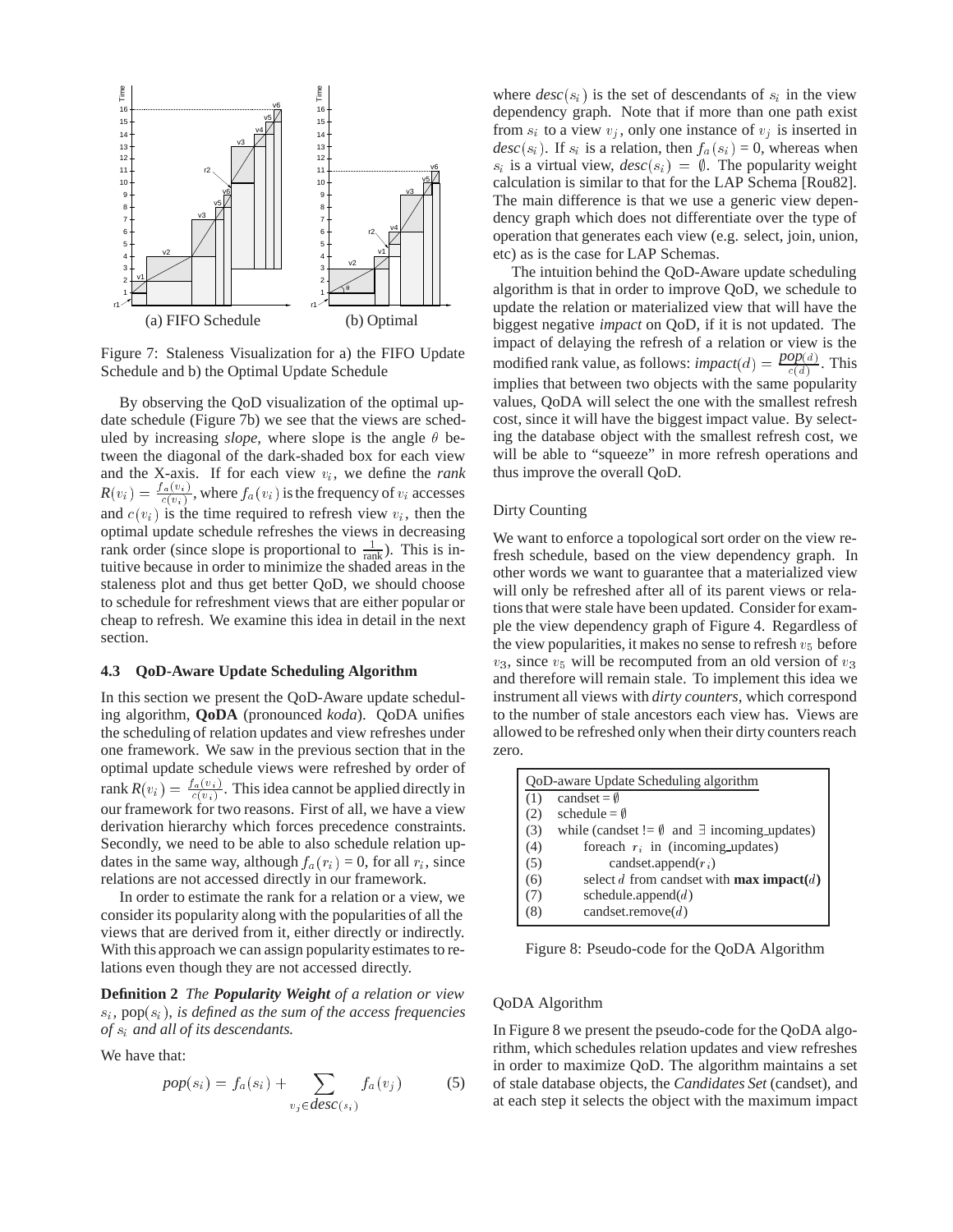Figure 7: Staleness Visualization for a) the FIFO Update Schedule and b) the Optimal Update Schedule

By observing the QoD visualization of the optimal update schedule (Figure 7b) we see that the views are scheduled by increasing *slope*, where slope is the angle $\theta$ between the diagonal of the dark-shaded box for each view and the X-axis. If for each view $v_i$, we define the *rank* $R(v_i) = \frac{f_a(v_i)}{c(v_i)}$, where $f_a(v_i)$ is the frequency of $v_i$ accesses and $c(v_i)$ is the time required to refresh view $v_i$, then the optimal update schedule refreshes the views in decreasing rank order (since slope is proportional to $\frac{1}{\text{rank}}$). This is intuitive because in order to minimize the shaded areas in the staleness plot and thus get better QoD, we should choose to schedule for refreshment views that are either popular or cheap to refresh. We examine this idea in detail in the next section.

### 4.3 QoD-Aware Update Scheduling Algorithm

In this section we present the QoD-Aware update scheduling algorithm, **QoDA** (pronounced *koda*). QoDA unifies the scheduling of relation updates and view refreshes under one framework. We saw in the previous section that in the optimal update schedule views were refreshed by order of rank $R(v_i) = \frac{f_a(v_i)}{c(v_i)}$. This idea cannot be applied directly in our framework for two reasons. First of all, we have a view derivation hierarchy which forces precedence constraints. Secondly, we need to be able to also schedule relation updates in the same way, although $f_a(r_i) = 0$, for all $r_i$, since relations are not accessed directly in our framework.

In order to estimate the rank for a relation or a view, we consider its popularity along with the popularities of all the views that are derived from it, either directly or indirectly. With this approach we can assign popularity estimates to relations even though they are not accessed directly.

**Definition 2** *The* ***Popularity Weight*** *of a relation or view* $s_i$, $\text{pop}(s_i)$, *is defined as the sum of the access frequencies of* $s_i$ *and all of its descendants.*

We have that:

$$pop(s_i) = f_a(s_i) + \sum_{v_j \in desc(s_i)} f_a(v_j) \qquad (5)$$

where $desc(s_i)$ is the set of descendants of $s_i$ in the view dependency graph. Note that if more than one path exist from $s_i$ to a view $v_j$, only one instance of $v_j$ is inserted in $desc(s_i)$. If $s_i$ is a relation, then $f_a(s_i) = 0$, whereas when $s_i$ is a virtual view, $desc(s_i) = \emptyset$. The popularity weight calculation is similar to that for the LAP Schema [Rou82]. The main difference is that we use a generic view dependency graph which does not differentiate over the type of operation that generates each view (e.g. select, join, union, etc) as is the case for LAP Schemas.

The intuition behind the QoD-Aware update scheduling algorithm is that in order to improve QoD, we schedule to update the relation or materialized view that will have the biggest negative *impact* on QoD, if it is not updated. The impact of delaying the refresh of a relation or view is the modified rank value, as follows: $impact(d) = \frac{pop(d)}{c(d)}$. This implies that between two objects with the same popularity values, QoDA will select the one with the smallest refresh cost, since it will have the biggest impact value. By selecting the database object with the smallest refresh cost, we will be able to "squeeze" in more refresh operations and thus improve the overall QoD.

#### Dirty Counting

We want to enforce a topological sort order on the view refresh schedule, based on the view dependency graph. In other words we want to guarantee that a materialized view will only be refreshed after all of its parent views or relations that were stale have been updated. Consider for example the view dependency graph of Figure 4. Regardless of the view popularities, it makes no sense to refresh $v_5$ before $v_3$, since $v_5$ will be recomputed from an old version of $v_3$ and therefore will remain stale. To implement this idea we instrument all views with *dirty counters*, which correspond to the number of stale ancestors each view has. Views are allowed to be refreshed only when their dirty counters reach zero.

```
QoD-aware Update Scheduling algorithm
(1)  candset = ∅
(2)  schedule = ∅
(3)  while (candset != ∅ and ∃ incoming_updates)
(4)      foreach r_i in (incoming_updates)
(5)          candset.append(r_i)
(6)      select d from candset with max impact(d)
(7)      schedule.append(d)
(8)      candset.remove(d)
```

Figure 8: Pseudo-code for the QoDA Algorithm

#### QoDA Algorithm

In Figure 8 we present the pseudo-code for the QoDA algorithm, which schedules relation updates and view refreshes in order to maximize QoD. The algorithm maintains a set of stale database objects, the *Candidates Set* (candset), and at each step it selects the object with the maximum impact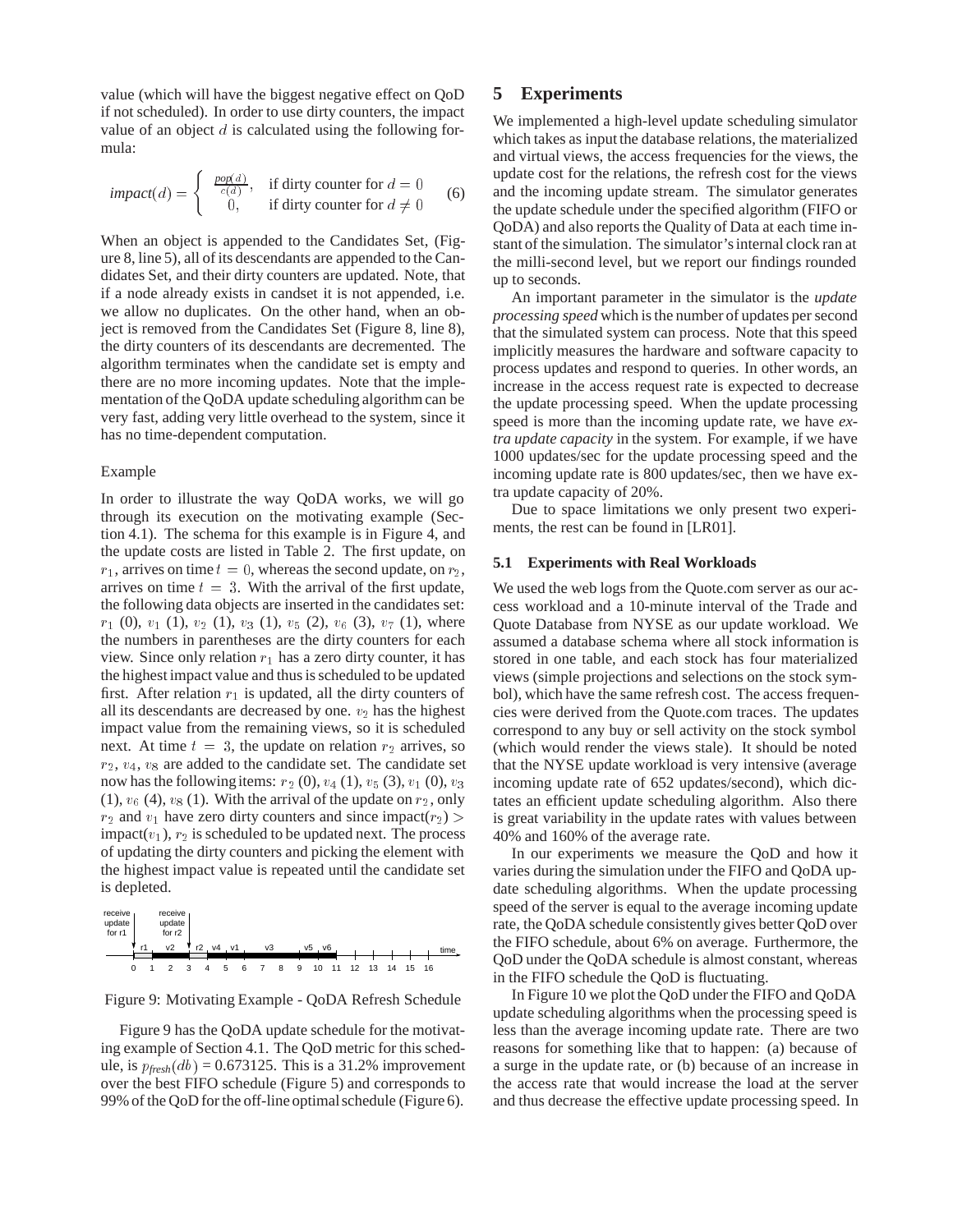value (which will have the biggest negative effect on QoD if not scheduled). In order to use dirty counters, the impact value of an object $d$ is calculated using the following formula:

$$impact(d) = \begin{cases} \frac{pop(d)}{c(d)}, & \text{if dirty counter for } d = 0 \\ 0, & \text{if dirty counter for } d \neq 0 \end{cases} \quad (6)$$

When an object is appended to the Candidates Set, (Figure 8, line 5), all of its descendants are appended to the Candidates Set, and their dirty counters are updated. Note, that if a node already exists in candset it is not appended, i.e. we allow no duplicates. On the other hand, when an object is removed from the Candidates Set (Figure 8, line 8), the dirty counters of its descendants are decremented. The algorithm terminates when the candidate set is empty and there are no more incoming updates. Note that the implementation of the QoDA update scheduling algorithm can be very fast, adding very little overhead to the system, since it has no time-dependent computation.

Example

In order to illustrate the way QoDA works, we will go through its execution on the motivating example (Section 4.1). The schema for this example is in Figure 4, and the update costs are listed in Table 2. The first update, on $r_1$, arrives on time $t = 0$, whereas the second update, on $r_2$, arrives on time $t = 3$. With the arrival of the first update, the following data objects are inserted in the candidates set: $r_1$ (0), $v_1$ (1), $v_2$ (1), $v_3$ (1), $v_5$ (2), $v_6$ (3), $v_7$ (1), where the numbers in parentheses are the dirty counters for each view. Since only relation $r_1$ has a zero dirty counter, it has the highest impact value and thus is scheduled to be updated first. After relation $r_1$ is updated, all the dirty counters of all its descendants are decreased by one. $v_2$ has the highest impact value from the remaining views, so it is scheduled next. At time $t = 3$, the update on relation $r_2$ arrives, so $r_2$, $v_4$, $v_8$ are added to the candidate set. The candidate set now has the following items: $r_2$ (0), $v_4$ (1), $v_5$ (3), $v_1$ (0), $v_3$ (1), $v_6$ (4), $v_8$ (1). With the arrival of the update on $r_2$, only $r_2$ and $v_1$ have zero dirty counters and since impact($r_2$) > impact($v_1$), $r_2$ is scheduled to be updated next. The process of updating the dirty counters and picking the element with the highest impact value is repeated until the candidate set is depleted.

receive update for r1
receive update for r2
r1 v2 r2 v4 v1 v3 v5 v6
time
0 1 2 3 4 5 6 7 8 9 10 11 12 13 14 15 16

Figure 9: Motivating Example - QoDA Refresh Schedule

Figure 9 has the QoDA update schedule for the motivating example of Section 4.1. The QoD metric for this schedule, is $p_{fresh}(db)$ = 0.673125. This is a 31.2% improvement over the best FIFO schedule (Figure 5) and corresponds to 99% of the QoD for the off-line optimal schedule (Figure 6).

## 5 Experiments

We implemented a high-level update scheduling simulator which takes as input the database relations, the materialized and virtual views, the access frequencies for the views, the update cost for the relations, the refresh cost for the views and the incoming update stream. The simulator generates the update schedule under the specified algorithm (FIFO or QoDA) and also reports the Quality of Data at each time instant of the simulation. The simulator's internal clock ran at the milli-second level, but we report our findings rounded up to seconds.

An important parameter in the simulator is the *update processing speed* which is the number of updates per second that the simulated system can process. Note that this speed implicitly measures the hardware and software capacity to process updates and respond to queries. In other words, an increase in the access request rate is expected to decrease the update processing speed. When the update processing speed is more than the incoming update rate, we have *extra update capacity* in the system. For example, if we have 1000 updates/sec for the update processing speed and the incoming update rate is 800 updates/sec, then we have extra update capacity of 20%.

Due to space limitations we only present two experiments, the rest can be found in [LR01].

### 5.1 Experiments with Real Workloads

We used the web logs from the Quote.com server as our access workload and a 10-minute interval of the Trade and Quote Database from NYSE as our update workload. We assumed a database schema where all stock information is stored in one table, and each stock has four materialized views (simple projections and selections on the stock symbol), which have the same refresh cost. The access frequencies were derived from the Quote.com traces. The updates correspond to any buy or sell activity on the stock symbol (which would render the views stale). It should be noted that the NYSE update workload is very intensive (average incoming update rate of 652 updates/second), which dictates an efficient update scheduling algorithm. Also there is great variability in the update rates with values between 40% and 160% of the average rate.

In our experiments we measure the QoD and how it varies during the simulation under the FIFO and QoDA update scheduling algorithms. When the update processing speed of the server is equal to the average incoming update rate, the QoDA schedule consistently gives better QoD over the FIFO schedule, about 6% on average. Furthermore, the QoD under the QoDA schedule is almost constant, whereas in the FIFO schedule the QoD is fluctuating.

In Figure 10 we plot the QoD under the FIFO and QoDA update scheduling algorithms when the processing speed is less than the average incoming update rate. There are two reasons for something like that to happen: (a) because of a surge in the update rate, or (b) because of an increase in the access rate that would increase the load at the server and thus decrease the effective update processing speed. In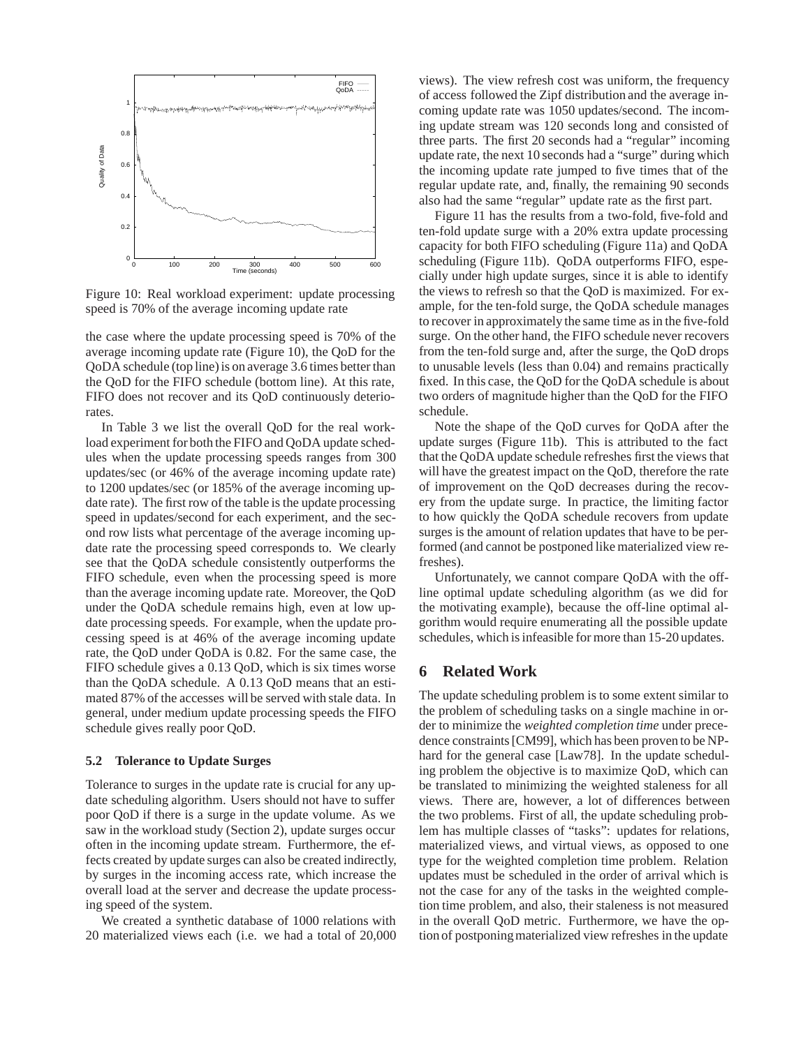FIFO
QoDA
Quality of Data
Time (seconds)
0
0.2
0.4
0.6
0.8
1
0
100
200
300
400
500
600

Figure 10: Real workload experiment: update processing speed is 70% of the average incoming update rate

the case where the update processing speed is 70% of the average incoming update rate (Figure 10), the QoD for the QoDA schedule (top line) is on average 3.6 times better than the QoD for the FIFO schedule (bottom line). At this rate, FIFO does not recover and its QoD continuously deteriorates.

In Table 3 we list the overall QoD for the real workload experiment for both the FIFO and QoDA update schedules when the update processing speeds ranges from 300 updates/sec (or 46% of the average incoming update rate) to 1200 updates/sec (or 185% of the average incoming update rate). The first row of the table is the update processing speed in updates/second for each experiment, and the second row lists what percentage of the average incoming update rate the processing speed corresponds to. We clearly see that the QoDA schedule consistently outperforms the FIFO schedule, even when the processing speed is more than the average incoming update rate. Moreover, the QoD under the QoDA schedule remains high, even at low update processing speeds. For example, when the update processing speed is at 46% of the average incoming update rate, the QoD under QoDA is 0.82. For the same case, the FIFO schedule gives a 0.13 QoD, which is six times worse than the QoDA schedule. A 0.13 QoD means that an estimated 87% of the accesses will be served with stale data. In general, under medium update processing speeds the FIFO schedule gives really poor QoD.

### 5.2 Tolerance to Update Surges

Tolerance to surges in the update rate is crucial for any update scheduling algorithm. Users should not have to suffer poor QoD if there is a surge in the update volume. As we saw in the workload study (Section 2), update surges occur often in the incoming update stream. Furthermore, the effects created by update surges can also be created indirectly, by surges in the incoming access rate, which increase the overall load at the server and decrease the update processing speed of the system.

We created a synthetic database of 1000 relations with 20 materialized views each (i.e. we had a total of 20,000 views). The view refresh cost was uniform, the frequency of access followed the Zipf distribution and the average incoming update rate was 1050 updates/second. The incoming update stream was 120 seconds long and consisted of three parts. The first 20 seconds had a "regular" incoming update rate, the next 10 seconds had a "surge" during which the incoming update rate jumped to five times that of the regular update rate, and, finally, the remaining 90 seconds also had the same "regular" update rate as the first part.

Figure 11 has the results from a two-fold, five-fold and ten-fold update surge with a 20% extra update processing capacity for both FIFO scheduling (Figure 11a) and QoDA scheduling (Figure 11b). QoDA outperforms FIFO, especially under high update surges, since it is able to identify the views to refresh so that the QoD is maximized. For example, for the ten-fold surge, the QoDA schedule manages to recover in approximately the same time as in the five-fold surge. On the other hand, the FIFO schedule never recovers from the ten-fold surge and, after the surge, the QoD drops to unusable levels (less than 0.04) and remains practically fixed. In this case, the QoD for the QoDA schedule is about two orders of magnitude higher than the QoD for the FIFO schedule.

Note the shape of the QoD curves for QoDA after the update surges (Figure 11b). This is attributed to the fact that the QoDA update schedule refreshes first the views that will have the greatest impact on the QoD, therefore the rate of improvement on the QoD decreases during the recovery from the update surge. In practice, the limiting factor to how quickly the QoDA schedule recovers from update surges is the amount of relation updates that have to be performed (and cannot be postponed like materialized view refreshes).

Unfortunately, we cannot compare QoDA with the off-line optimal update scheduling algorithm (as we did for the motivating example), because the off-line optimal algorithm would require enumerating all the possible update schedules, which is infeasible for more than 15-20 updates.

## 6 Related Work

The update scheduling problem is to some extent similar to the problem of scheduling tasks on a single machine in order to minimize the *weighted completion time* under precedence constraints [CM99], which has been proven to be NP-hard for the general case [Law78]. In the update scheduling problem the objective is to maximize QoD, which can be translated to minimizing the weighted staleness for all views. There are, however, a lot of differences between the two problems. First of all, the update scheduling problem has multiple classes of "tasks": updates for relations, materialized views, and virtual views, as opposed to one type for the weighted completion time problem. Relation updates must be scheduled in the order of arrival which is not the case for any of the tasks in the weighted completion time problem, and also, their staleness is not measured in the overall QoD metric. Furthermore, we have the option of postponing materialized view refreshes in the update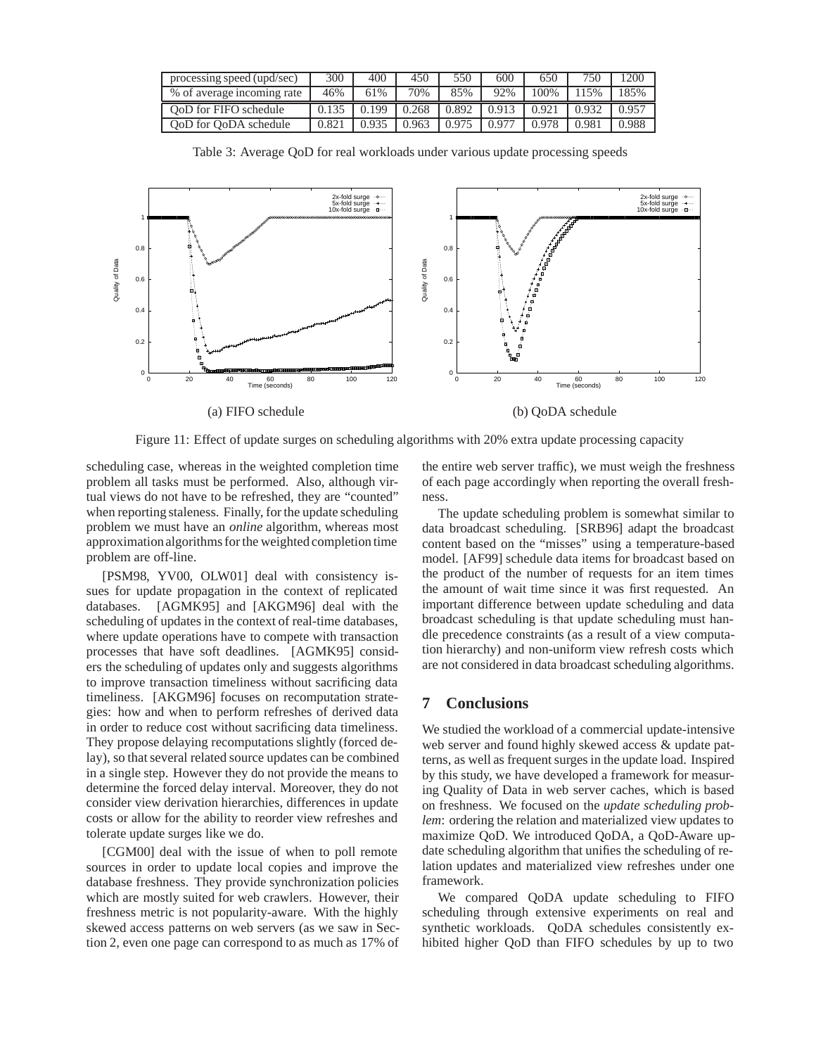| processing speed (upd/sec) | 300 | 400 | 450 | 550 | 600 | 650 | 750 | 1200 |
|---|---|---|---|---|---|---|---|---|
| % of average incoming rate | 46% | 61% | 70% | 85% | 92% | 100% | 115% | 185% |
| QoD for FIFO schedule | 0.135 | 0.199 | 0.268 | 0.892 | 0.913 | 0.921 | 0.932 | 0.957 |
| QoD for QoDA schedule | 0.821 | 0.935 | 0.963 | 0.975 | 0.977 | 0.978 | 0.981 | 0.988 |

Table 3: Average QoD for real workloads under various update processing speeds

Quality of Data
Time (seconds)
2x-fold surge
5x-fold surge
10x-fold surge

(a) FIFO schedule

Quality of Data
Time (seconds)
2x-fold surge
5x-fold surge
10x-fold surge

(b) QoDA schedule

Figure 11: Effect of update surges on scheduling algorithms with 20% extra update processing capacity

scheduling case, whereas in the weighted completion time problem all tasks must be performed. Also, although virtual views do not have to be refreshed, they are "counted" when reporting staleness. Finally, for the update scheduling problem we must have an *online* algorithm, whereas most approximation algorithms for the weighted completion time problem are off-line.

[PSM98, YV00, OLW01] deal with consistency issues for update propagation in the context of replicated databases. [AGMK95] and [AKGM96] deal with the scheduling of updates in the context of real-time databases, where update operations have to compete with transaction processes that have soft deadlines. [AGMK95] considers the scheduling of updates only and suggests algorithms to improve transaction timeliness without sacrificing data timeliness. [AKGM96] focuses on recomputation strategies: how and when to perform refreshes of derived data in order to reduce cost without sacrificing data timeliness. They propose delaying recomputations slightly (forced delay), so that several related source updates can be combined in a single step. However they do not provide the means to determine the forced delay interval. Moreover, they do not consider view derivation hierarchies, differences in update costs or allow for the ability to reorder view refreshes and tolerate update surges like we do.

[CGM00] deal with the issue of when to poll remote sources in order to update local copies and improve the database freshness. They provide synchronization policies which are mostly suited for web crawlers. However, their freshness metric is not popularity-aware. With the highly skewed access patterns on web servers (as we saw in Section 2, even one page can correspond to as much as 17% of the entire web server traffic), we must weigh the freshness of each page accordingly when reporting the overall freshness.

The update scheduling problem is somewhat similar to data broadcast scheduling. [SRB96] adapt the broadcast content based on the "misses" using a temperature-based model. [AF99] schedule data items for broadcast based on the product of the number of requests for an item times the amount of wait time since it was first requested. An important difference between update scheduling and data broadcast scheduling is that update scheduling must handle precedence constraints (as a result of a view computation hierarchy) and non-uniform view refresh costs which are not considered in data broadcast scheduling algorithms.

## 7 Conclusions

We studied the workload of a commercial update-intensive web server and found highly skewed access & update patterns, as well as frequent surges in the update load. Inspired by this study, we have developed a framework for measuring Quality of Data in web server caches, which is based on freshness. We focused on the *update scheduling problem*: ordering the relation and materialized view updates to maximize QoD. We introduced QoDA, a QoD-Aware update scheduling algorithm that unifies the scheduling of relation updates and materialized view refreshes under one framework.

We compared QoDA update scheduling to FIFO scheduling through extensive experiments on real and synthetic workloads. QoDA schedules consistently exhibited higher QoD than FIFO schedules by up to two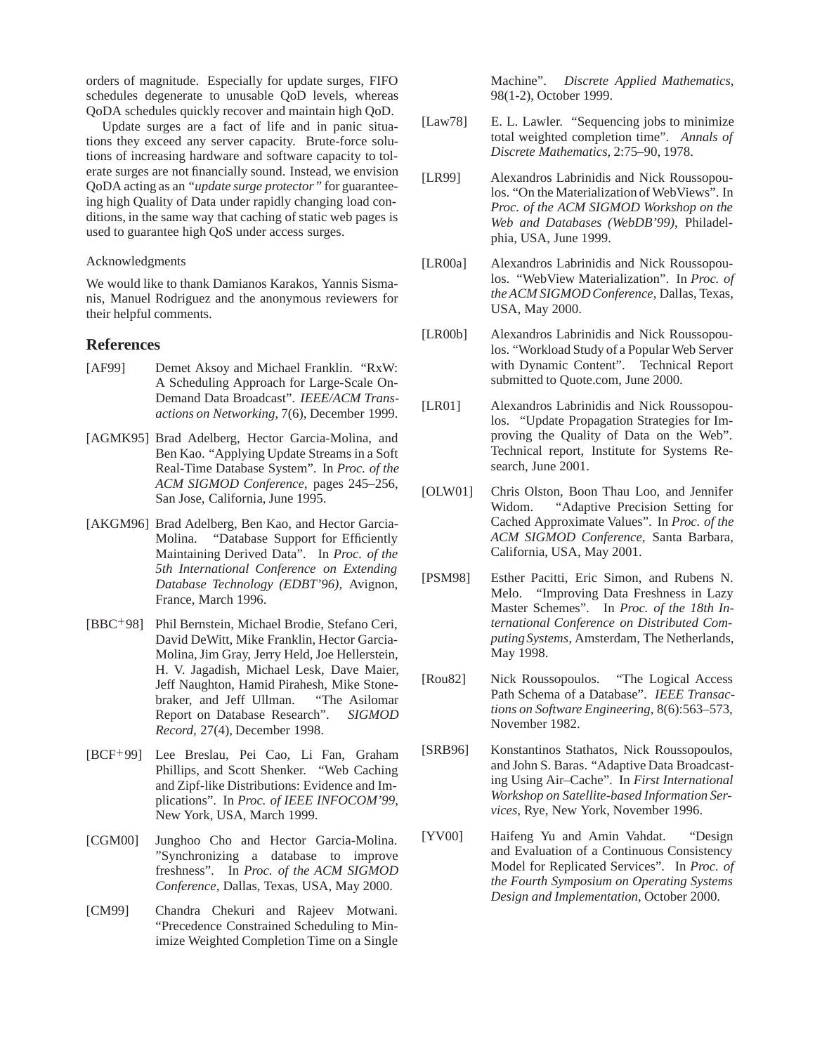orders of magnitude. Especially for update surges, FIFO schedules degenerate to unusable QoD levels, whereas QoDA schedules quickly recover and maintain high QoD.

Update surges are a fact of life and in panic situations they exceed any server capacity. Brute-force solutions of increasing hardware and software capacity to tolerate surges are not financially sound. Instead, we envision QoDA acting as an *"update surge protector"* for guaranteeing high Quality of Data under rapidly changing load conditions, in the same way that caching of static web pages is used to guarantee high QoS under access surges.

Acknowledgments

We would like to thank Damianos Karakos, Yannis Sismanis, Manuel Rodriguez and the anonymous reviewers for their helpful comments.

## References

[AF99] Demet Aksoy and Michael Franklin. "RxW: A Scheduling Approach for Large-Scale On-Demand Data Broadcast". *IEEE/ACM Transactions on Networking*, 7(6), December 1999.

[AGMK95] Brad Adelberg, Hector Garcia-Molina, and Ben Kao. "Applying Update Streams in a Soft Real-Time Database System". In *Proc. of the ACM SIGMOD Conference*, pages 245–256, San Jose, California, June 1995.

[AKGM96] Brad Adelberg, Ben Kao, and Hector Garcia-Molina. "Database Support for Efficiently Maintaining Derived Data". In *Proc. of the 5th International Conference on Extending Database Technology (EDBT'96)*, Avignon, France, March 1996.

[BBC+98] Phil Bernstein, Michael Brodie, Stefano Ceri, David DeWitt, Mike Franklin, Hector Garcia-Molina, Jim Gray, Jerry Held, Joe Hellerstein, H. V. Jagadish, Michael Lesk, Dave Maier, Jeff Naughton, Hamid Pirahesh, Mike Stonebraker, and Jeff Ullman. "The Asilomar Report on Database Research". *SIGMOD Record*, 27(4), December 1998.

[BCF+99] Lee Breslau, Pei Cao, Li Fan, Graham Phillips, and Scott Shenker. "Web Caching and Zipf-like Distributions: Evidence and Implications". In *Proc. of IEEE INFOCOM'99*, New York, USA, March 1999.

[CGM00] Junghoo Cho and Hector Garcia-Molina. "Synchronizing a database to improve freshness". In *Proc. of the ACM SIGMOD Conference*, Dallas, Texas, USA, May 2000.

[CM99] Chandra Chekuri and Rajeev Motwani. "Precedence Constrained Scheduling to Minimize Weighted Completion Time on a Single Machine". *Discrete Applied Mathematics*, 98(1-2), October 1999.

[Law78] E. L. Lawler. "Sequencing jobs to minimize total weighted completion time". *Annals of Discrete Mathematics*, 2:75–90, 1978.

[LR99] Alexandros Labrinidis and Nick Roussopoulos. "On the Materialization of WebViews". In *Proc. of the ACM SIGMOD Workshop on the Web and Databases (WebDB'99)*, Philadelphia, USA, June 1999.

[LR00a] Alexandros Labrinidis and Nick Roussopoulos. "WebView Materialization". In *Proc. of the ACM SIGMOD Conference*, Dallas, Texas, USA, May 2000.

[LR00b] Alexandros Labrinidis and Nick Roussopoulos. "Workload Study of a Popular Web Server with Dynamic Content". Technical Report submitted to Quote.com, June 2000.

[LR01] Alexandros Labrinidis and Nick Roussopoulos. "Update Propagation Strategies for Improving the Quality of Data on the Web". Technical report, Institute for Systems Research, June 2001.

[OLW01] Chris Olston, Boon Thau Loo, and Jennifer Widom. "Adaptive Precision Setting for Cached Approximate Values". In *Proc. of the ACM SIGMOD Conference*, Santa Barbara, California, USA, May 2001.

[PSM98] Esther Pacitti, Eric Simon, and Rubens N. Melo. "Improving Data Freshness in Lazy Master Schemes". In *Proc. of the 18th International Conference on Distributed Computing Systems*, Amsterdam, The Netherlands, May 1998.

[Rou82] Nick Roussopoulos. "The Logical Access Path Schema of a Database". *IEEE Transactions on Software Engineering*, 8(6):563–573, November 1982.

[SRB96] Konstantinos Stathatos, Nick Roussopoulos, and John S. Baras. "Adaptive Data Broadcasting Using Air–Cache". In *First International Workshop on Satellite-based Information Services*, Rye, New York, November 1996.

[YV00] Haifeng Yu and Amin Vahdat. "Design and Evaluation of a Continuous Consistency Model for Replicated Services". In *Proc. of the Fourth Symposium on Operating Systems Design and Implementation*, October 2000.